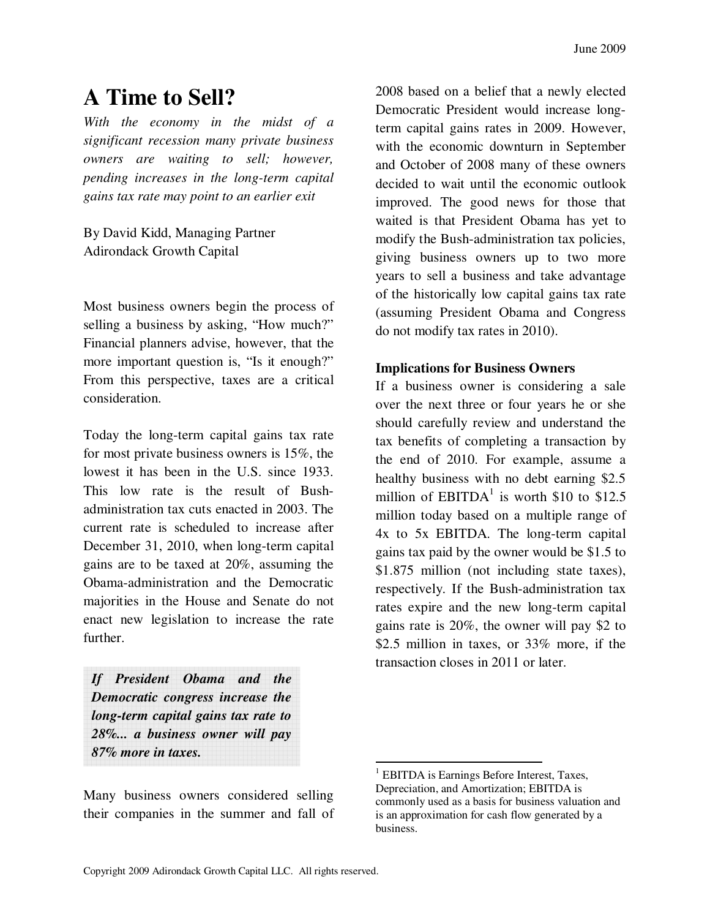# A Time to Sell?

*With the economy in the midst of a significant recession many private business owners are waiting to sell; however, pending increases in the long-term capital gains tax rate may point to an earlier exit*

By David Kidd, Managing Partner
Adirondack Growth Capital

Most business owners begin the process of selling a business by asking, "How much?" Financial planners advise, however, that the more important question is, "Is it enough?" From this perspective, taxes are a critical consideration.

Today the long-term capital gains tax rate for most private business owners is 15%, the lowest it has been in the U.S. since 1933. This low rate is the result of Bush-administration tax cuts enacted in 2003. The current rate is scheduled to increase after December 31, 2010, when long-term capital gains are to be taxed at 20%, assuming the Obama-administration and the Democratic majorities in the House and Senate do not enact new legislation to increase the rate further.

***If President Obama and the Democratic congress increase the long-term capital gains tax rate to 28%... a business owner will pay 87% more in taxes.***

Many business owners considered selling their companies in the summer and fall of 2008 based on a belief that a newly elected Democratic President would increase long-term capital gains rates in 2009. However, with the economic downturn in September and October of 2008 many of these owners decided to wait until the economic outlook improved. The good news for those that waited is that President Obama has yet to modify the Bush-administration tax policies, giving business owners up to two more years to sell a business and take advantage of the historically low capital gains tax rate (assuming President Obama and Congress do not modify tax rates in 2010).

**Implications for Business Owners**

If a business owner is considering a sale over the next three or four years he or she should carefully review and understand the tax benefits of completing a transaction by the end of 2010. For example, assume a healthy business with no debt earning $2.5 million of EBITDA[1] is worth $10 to $12.5 million today based on a multiple range of 4x to 5x EBITDA. The long-term capital gains tax paid by the owner would be $1.5 to $1.875 million (not including state taxes), respectively. If the Bush-administration tax rates expire and the new long-term capital gains rate is 20%, the owner will pay $2 to $2.5 million in taxes, or 33% more, if the transaction closes in 2011 or later.

[1] EBITDA is Earnings Before Interest, Taxes, Depreciation, and Amortization; EBITDA is commonly used as a basis for business valuation and is an approximation for cash flow generated by a business.

Copyright 2009 Adirondack Growth Capital LLC. All rights reserved.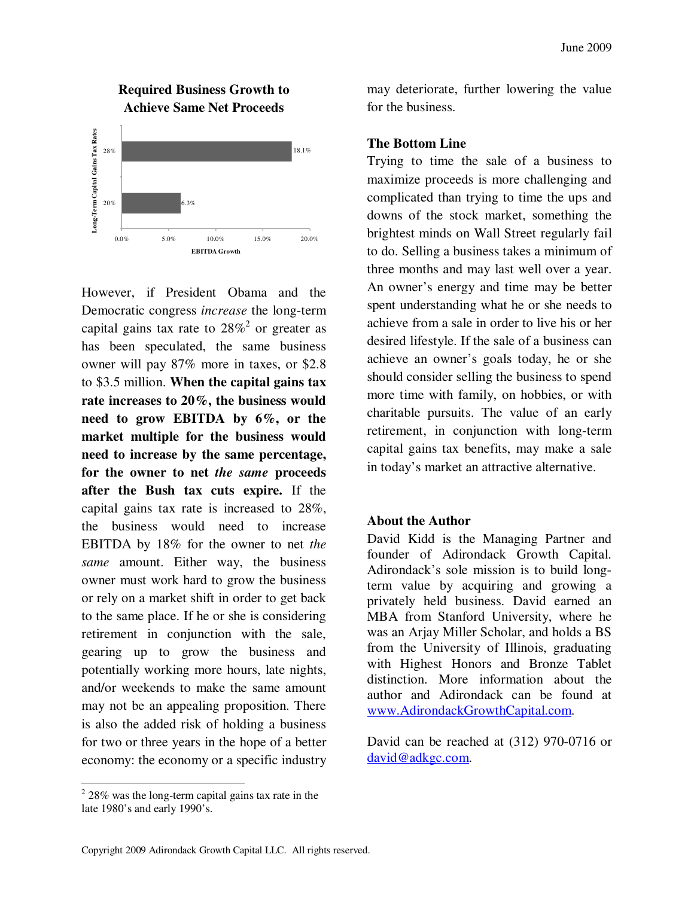**Required Business Growth to Achieve Same Net Proceeds**

Long-Term Capital Gains Tax Rates

28%

18.1%

20%

6.3%

0.0%
5.0%
10.0%
15.0%
20.0%

EBITDA Growth

However, if President Obama and the Democratic congress *increase* the long-term capital gains tax rate to 28%[2] or greater as has been speculated, the same business owner will pay 87% more in taxes, or $2.8 to $3.5 million. **When the capital gains tax rate increases to 20%, the business would need to grow EBITDA by 6%, or the market multiple for the business would need to increase by the same percentage, for the owner to net *the same* proceeds after the Bush tax cuts expire.** If the capital gains tax rate is increased to 28%, the business would need to increase EBITDA by 18% for the owner to net *the same* amount. Either way, the business owner must work hard to grow the business or rely on a market shift in order to get back to the same place. If he or she is considering retirement in conjunction with the sale, gearing up to grow the business and potentially working more hours, late nights, and/or weekends to make the same amount may not be an appealing proposition. There is also the added risk of holding a business for two or three years in the hope of a better economy: the economy or a specific industry may deteriorate, further lowering the value for the business.

### The Bottom Line

Trying to time the sale of a business to maximize proceeds is more challenging and complicated than trying to time the ups and downs of the stock market, something the brightest minds on Wall Street regularly fail to do. Selling a business takes a minimum of three months and may last well over a year. An owner's energy and time may be better spent understanding what he or she needs to achieve from a sale in order to live his or her desired lifestyle. If the sale of a business can achieve an owner's goals today, he or she should consider selling the business to spend more time with family, on hobbies, or with charitable pursuits. The value of an early retirement, in conjunction with long-term capital gains tax benefits, may make a sale in today's market an attractive alternative.

### About the Author

David Kidd is the Managing Partner and founder of Adirondack Growth Capital. Adirondack's sole mission is to build long-term value by acquiring and growing a privately held business. David earned an MBA from Stanford University, where he was an Arjay Miller Scholar, and holds a BS from the University of Illinois, graduating with Highest Honors and Bronze Tablet distinction. More information about the author and Adirondack can be found at www.AdirondackGrowthCapital.com.

David can be reached at (312) 970-0716 or david@adkgc.com.

---

[2] 28% was the long-term capital gains tax rate in the late 1980's and early 1990's.

Copyright 2009 Adirondack Growth Capital LLC. All rights reserved.